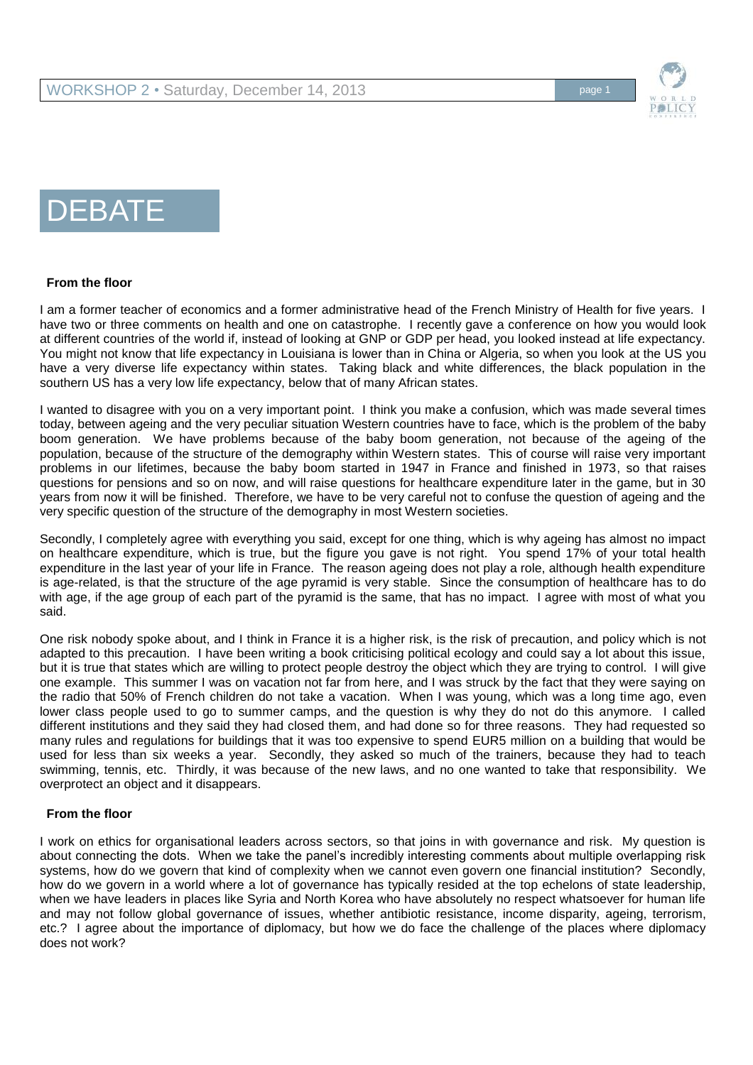# DEBATE

**From the floor**

I am a former teacher of economics and a former administrative head of the French Ministry of Health for five years. I have two or three comments on health and one on catastrophe. I recently gave a conference on how you would look at different countries of the world if, instead of looking at GNP or GDP per head, you looked instead at life expectancy. You might not know that life expectancy in Louisiana is lower than in China or Algeria, so when you look at the US you have a very diverse life expectancy within states. Taking black and white differences, the black population in the southern US has a very low life expectancy, below that of many African states.

I wanted to disagree with you on a very important point. I think you make a confusion, which was made several times today, between ageing and the very peculiar situation Western countries have to face, which is the problem of the baby boom generation. We have problems because of the baby boom generation, not because of the ageing of the population, because of the structure of the demography within Western states. This of course will raise very important problems in our lifetimes, because the baby boom started in 1947 in France and finished in 1973, so that raises questions for pensions and so on now, and will raise questions for healthcare expenditure later in the game, but in 30 years from now it will be finished. Therefore, we have to be very careful not to confuse the question of ageing and the very specific question of the structure of the demography in most Western societies.

Secondly, I completely agree with everything you said, except for one thing, which is why ageing has almost no impact on healthcare expenditure, which is true, but the figure you gave is not right. You spend 17% of your total health expenditure in the last year of your life in France. The reason ageing does not play a role, although health expenditure is age-related, is that the structure of the age pyramid is very stable. Since the consumption of healthcare has to do with age, if the age group of each part of the pyramid is the same, that has no impact. I agree with most of what you said.

One risk nobody spoke about, and I think in France it is a higher risk, is the risk of precaution, and policy which is not adapted to this precaution. I have been writing a book criticising political ecology and could say a lot about this issue, but it is true that states which are willing to protect people destroy the object which they are trying to control. I will give one example. This summer I was on vacation not far from here, and I was struck by the fact that they were saying on the radio that 50% of French children do not take a vacation. When I was young, which was a long time ago, even lower class people used to go to summer camps, and the question is why they do not do this anymore. I called different institutions and they said they had closed them, and had done so for three reasons. They had requested so many rules and regulations for buildings that it was too expensive to spend EUR5 million on a building that would be used for less than six weeks a year. Secondly, they asked so much of the trainers, because they had to teach swimming, tennis, etc. Thirdly, it was because of the new laws, and no one wanted to take that responsibility. We overprotect an object and it disappears.

**From the floor**

I work on ethics for organisational leaders across sectors, so that joins in with governance and risk. My question is about connecting the dots. When we take the panel's incredibly interesting comments about multiple overlapping risk systems, how do we govern that kind of complexity when we cannot even govern one financial institution? Secondly, how do we govern in a world where a lot of governance has typically resided at the top echelons of state leadership, when we have leaders in places like Syria and North Korea who have absolutely no respect whatsoever for human life and may not follow global governance of issues, whether antibiotic resistance, income disparity, ageing, terrorism, etc.? I agree about the importance of diplomacy, but how we do face the challenge of the places where diplomacy does not work?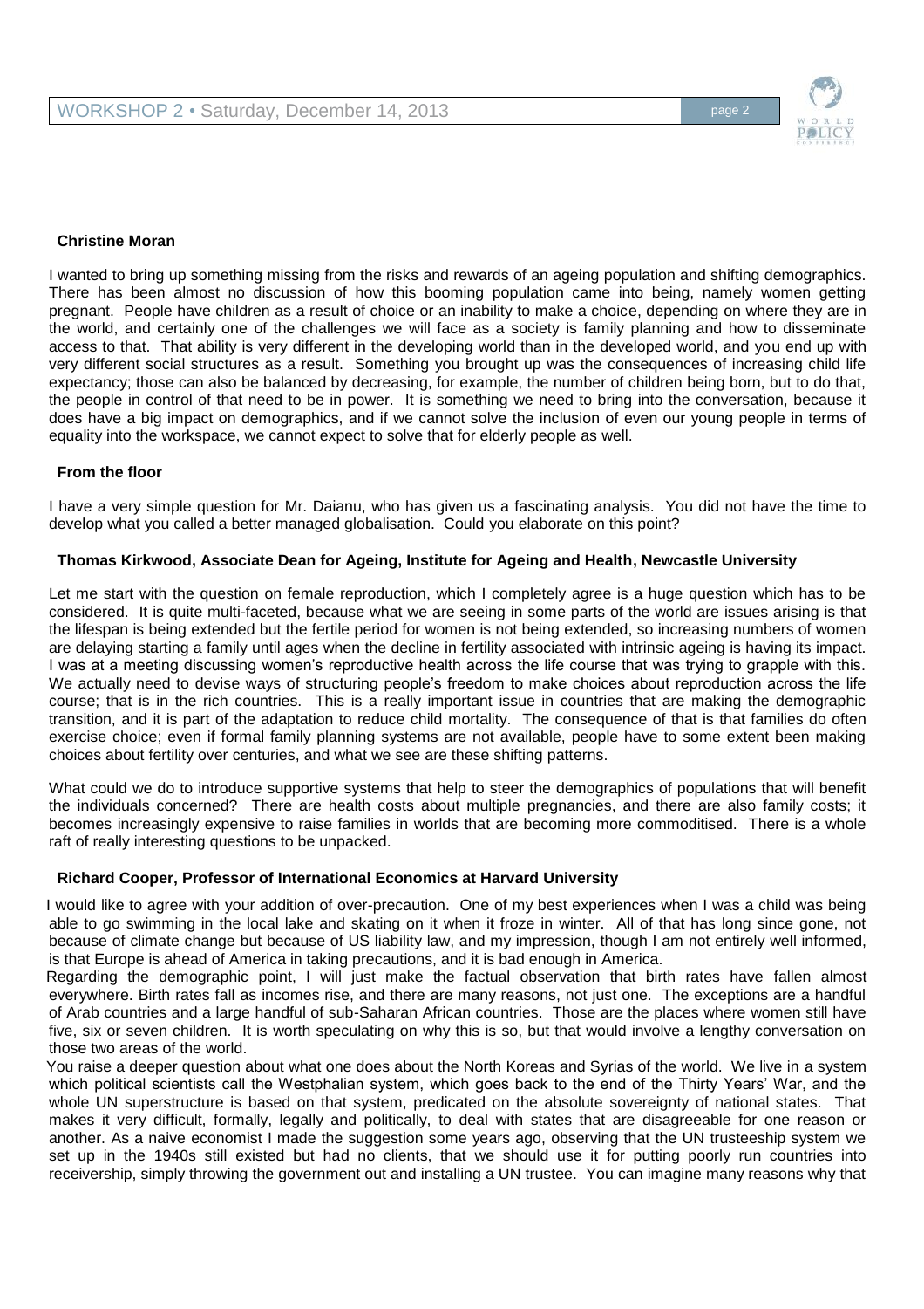**Christine Moran**

I wanted to bring up something missing from the risks and rewards of an ageing population and shifting demographics. There has been almost no discussion of how this booming population came into being, namely women getting pregnant. People have children as a result of choice or an inability to make a choice, depending on where they are in the world, and certainly one of the challenges we will face as a society is family planning and how to disseminate access to that. That ability is very different in the developing world than in the developed world, and you end up with very different social structures as a result. Something you brought up was the consequences of increasing child life expectancy; those can also be balanced by decreasing, for example, the number of children being born, but to do that, the people in control of that need to be in power. It is something we need to bring into the conversation, because it does have a big impact on demographics, and if we cannot solve the inclusion of even our young people in terms of equality into the workspace, we cannot expect to solve that for elderly people as well.

**From the floor**

I have a very simple question for Mr. Daianu, who has given us a fascinating analysis. You did not have the time to develop what you called a better managed globalisation. Could you elaborate on this point?

**Thomas Kirkwood, Associate Dean for Ageing, Institute for Ageing and Health, Newcastle University**

Let me start with the question on female reproduction, which I completely agree is a huge question which has to be considered. It is quite multi-faceted, because what we are seeing in some parts of the world are issues arising is that the lifespan is being extended but the fertile period for women is not being extended, so increasing numbers of women are delaying starting a family until ages when the decline in fertility associated with intrinsic ageing is having its impact. I was at a meeting discussing women's reproductive health across the life course that was trying to grapple with this. We actually need to devise ways of structuring people's freedom to make choices about reproduction across the life course; that is in the rich countries. This is a really important issue in countries that are making the demographic transition, and it is part of the adaptation to reduce child mortality. The consequence of that is that families do often exercise choice; even if formal family planning systems are not available, people have to some extent been making choices about fertility over centuries, and what we see are these shifting patterns.

What could we do to introduce supportive systems that help to steer the demographics of populations that will benefit the individuals concerned? There are health costs about multiple pregnancies, and there are also family costs; it becomes increasingly expensive to raise families in worlds that are becoming more commoditised. There is a whole raft of really interesting questions to be unpacked.

**Richard Cooper, Professor of International Economics at Harvard University**

I would like to agree with your addition of over-precaution. One of my best experiences when I was a child was being able to go swimming in the local lake and skating on it when it froze in winter. All of that has long since gone, not because of climate change but because of US liability law, and my impression, though I am not entirely well informed, is that Europe is ahead of America in taking precautions, and it is bad enough in America.

Regarding the demographic point, I will just make the factual observation that birth rates have fallen almost everywhere. Birth rates fall as incomes rise, and there are many reasons, not just one. The exceptions are a handful of Arab countries and a large handful of sub-Saharan African countries. Those are the places where women still have five, six or seven children. It is worth speculating on why this is so, but that would involve a lengthy conversation on those two areas of the world.

You raise a deeper question about what one does about the North Koreas and Syrias of the world. We live in a system which political scientists call the Westphalian system, which goes back to the end of the Thirty Years' War, and the whole UN superstructure is based on that system, predicated on the absolute sovereignty of national states. That makes it very difficult, formally, legally and politically, to deal with states that are disagreeable for one reason or another. As a naive economist I made the suggestion some years ago, observing that the UN trusteeship system we set up in the 1940s still existed but had no clients, that we should use it for putting poorly run countries into receivership, simply throwing the government out and installing a UN trustee. You can imagine many reasons why that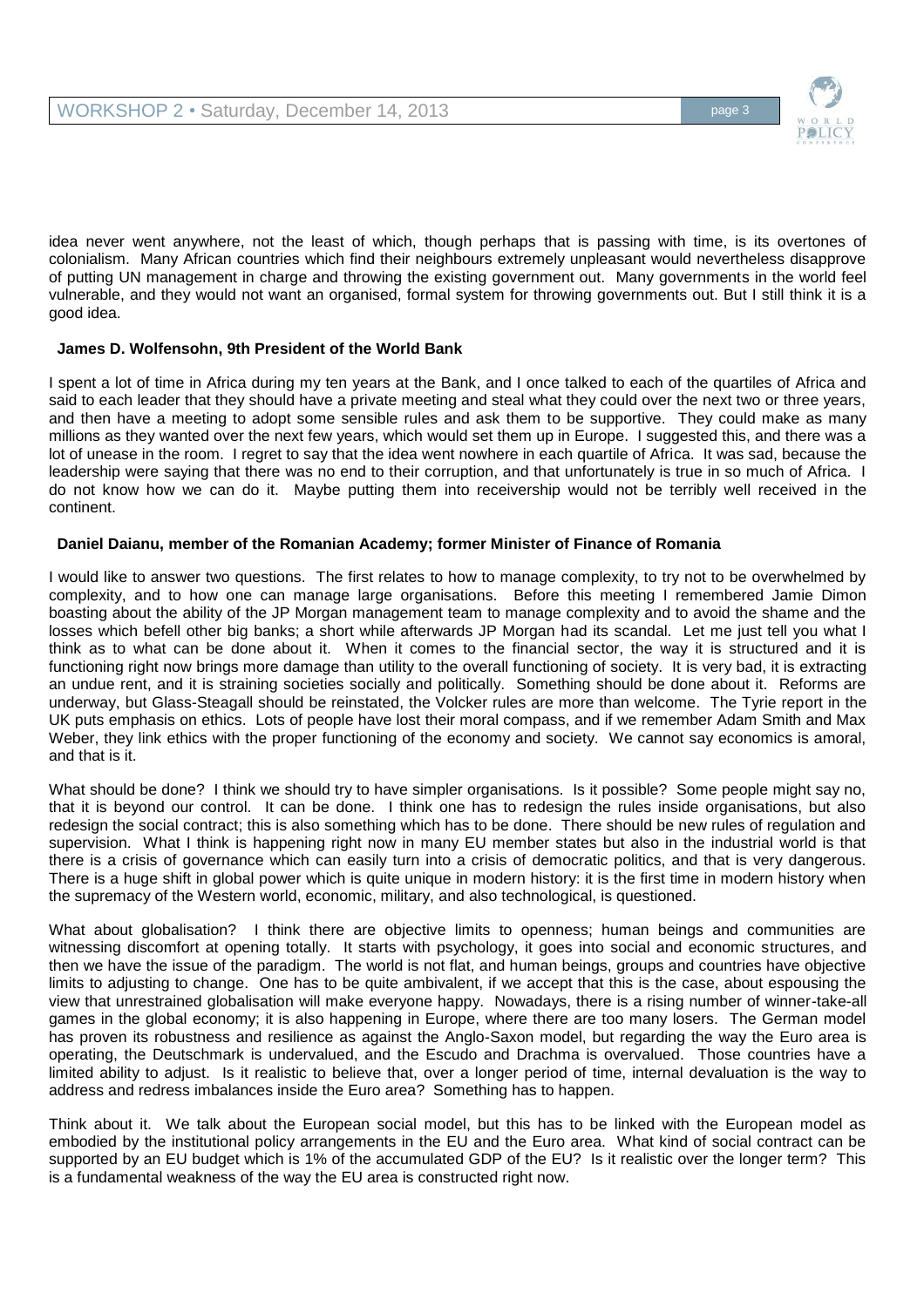idea never went anywhere, not the least of which, though perhaps that is passing with time, is its overtones of colonialism. Many African countries which find their neighbours extremely unpleasant would nevertheless disapprove of putting UN management in charge and throwing the existing government out. Many governments in the world feel vulnerable, and they would not want an organised, formal system for throwing governments out. But I still think it is a good idea.

**James D. Wolfensohn, 9th President of the World Bank**

I spent a lot of time in Africa during my ten years at the Bank, and I once talked to each of the quartiles of Africa and said to each leader that they should have a private meeting and steal what they could over the next two or three years, and then have a meeting to adopt some sensible rules and ask them to be supportive. They could make as many millions as they wanted over the next few years, which would set them up in Europe. I suggested this, and there was a lot of unease in the room. I regret to say that the idea went nowhere in each quartile of Africa. It was sad, because the leadership were saying that there was no end to their corruption, and that unfortunately is true in so much of Africa. I do not know how we can do it. Maybe putting them into receivership would not be terribly well received in the continent.

**Daniel Daianu, member of the Romanian Academy; former Minister of Finance of Romania**

I would like to answer two questions. The first relates to how to manage complexity, to try not to be overwhelmed by complexity, and to how one can manage large organisations. Before this meeting I remembered Jamie Dimon boasting about the ability of the JP Morgan management team to manage complexity and to avoid the shame and the losses which befell other big banks; a short while afterwards JP Morgan had its scandal. Let me just tell you what I think as to what can be done about it. When it comes to the financial sector, the way it is structured and it is functioning right now brings more damage than utility to the overall functioning of society. It is very bad, it is extracting an undue rent, and it is straining societies socially and politically. Something should be done about it. Reforms are underway, but Glass-Steagall should be reinstated, the Volcker rules are more than welcome. The Tyrie report in the UK puts emphasis on ethics. Lots of people have lost their moral compass, and if we remember Adam Smith and Max Weber, they link ethics with the proper functioning of the economy and society. We cannot say economics is amoral, and that is it.

What should be done? I think we should try to have simpler organisations. Is it possible? Some people might say no, that it is beyond our control. It can be done. I think one has to redesign the rules inside organisations, but also redesign the social contract; this is also something which has to be done. There should be new rules of regulation and supervision. What I think is happening right now in many EU member states but also in the industrial world is that there is a crisis of governance which can easily turn into a crisis of democratic politics, and that is very dangerous. There is a huge shift in global power which is quite unique in modern history: it is the first time in modern history when the supremacy of the Western world, economic, military, and also technological, is questioned.

What about globalisation? I think there are objective limits to openness; human beings and communities are witnessing discomfort at opening totally. It starts with psychology, it goes into social and economic structures, and then we have the issue of the paradigm. The world is not flat, and human beings, groups and countries have objective limits to adjusting to change. One has to be quite ambivalent, if we accept that this is the case, about espousing the view that unrestrained globalisation will make everyone happy. Nowadays, there is a rising number of winner-take-all games in the global economy; it is also happening in Europe, where there are too many losers. The German model has proven its robustness and resilience as against the Anglo-Saxon model, but regarding the way the Euro area is operating, the Deutschmark is undervalued, and the Escudo and Drachma is overvalued. Those countries have a limited ability to adjust. Is it realistic to believe that, over a longer period of time, internal devaluation is the way to address and redress imbalances inside the Euro area? Something has to happen.

Think about it. We talk about the European social model, but this has to be linked with the European model as embodied by the institutional policy arrangements in the EU and the Euro area. What kind of social contract can be supported by an EU budget which is 1% of the accumulated GDP of the EU? Is it realistic over the longer term? This is a fundamental weakness of the way the EU area is constructed right now.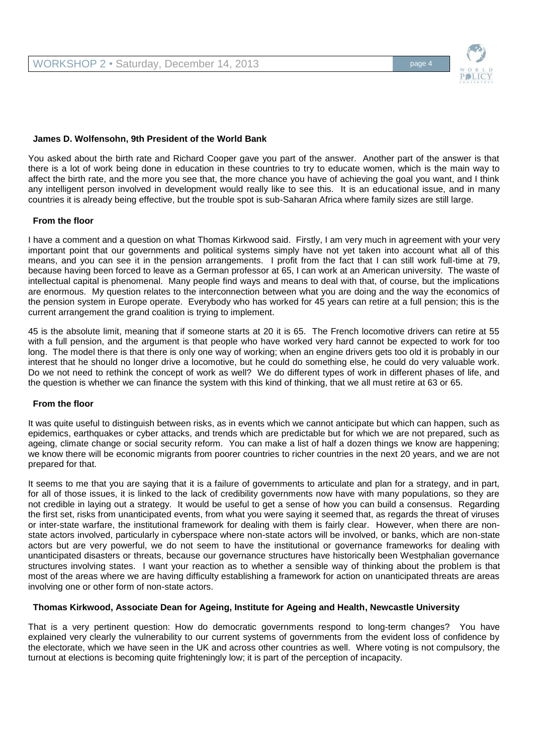**James D. Wolfensohn, 9th President of the World Bank**

You asked about the birth rate and Richard Cooper gave you part of the answer. Another part of the answer is that there is a lot of work being done in education in these countries to try to educate women, which is the main way to affect the birth rate, and the more you see that, the more chance you have of achieving the goal you want, and I think any intelligent person involved in development would really like to see this. It is an educational issue, and in many countries it is already being effective, but the trouble spot is sub-Saharan Africa where family sizes are still large.

**From the floor**

I have a comment and a question on what Thomas Kirkwood said. Firstly, I am very much in agreement with your very important point that our governments and political systems simply have not yet taken into account what all of this means, and you can see it in the pension arrangements. I profit from the fact that I can still work full-time at 79, because having been forced to leave as a German professor at 65, I can work at an American university. The waste of intellectual capital is phenomenal. Many people find ways and means to deal with that, of course, but the implications are enormous. My question relates to the interconnection between what you are doing and the way the economics of the pension system in Europe operate. Everybody who has worked for 45 years can retire at a full pension; this is the current arrangement the grand coalition is trying to implement.

45 is the absolute limit, meaning that if someone starts at 20 it is 65. The French locomotive drivers can retire at 55 with a full pension, and the argument is that people who have worked very hard cannot be expected to work for too long. The model there is that there is only one way of working; when an engine drivers gets too old it is probably in our interest that he should no longer drive a locomotive, but he could do something else, he could do very valuable work. Do we not need to rethink the concept of work as well? We do different types of work in different phases of life, and the question is whether we can finance the system with this kind of thinking, that we all must retire at 63 or 65.

**From the floor**

It was quite useful to distinguish between risks, as in events which we cannot anticipate but which can happen, such as epidemics, earthquakes or cyber attacks, and trends which are predictable but for which we are not prepared, such as ageing, climate change or social security reform. You can make a list of half a dozen things we know are happening; we know there will be economic migrants from poorer countries to richer countries in the next 20 years, and we are not prepared for that.

It seems to me that you are saying that it is a failure of governments to articulate and plan for a strategy, and in part, for all of those issues, it is linked to the lack of credibility governments now have with many populations, so they are not credible in laying out a strategy. It would be useful to get a sense of how you can build a consensus. Regarding the first set, risks from unanticipated events, from what you were saying it seemed that, as regards the threat of viruses or inter-state warfare, the institutional framework for dealing with them is fairly clear. However, when there are non-state actors involved, particularly in cyberspace where non-state actors will be involved, or banks, which are non-state actors but are very powerful, we do not seem to have the institutional or governance frameworks for dealing with unanticipated disasters or threats, because our governance structures have historically been Westphalian governance structures involving states. I want your reaction as to whether a sensible way of thinking about the problem is that most of the areas where we are having difficulty establishing a framework for action on unanticipated threats are areas involving one or other form of non-state actors.

**Thomas Kirkwood, Associate Dean for Ageing, Institute for Ageing and Health, Newcastle University**

That is a very pertinent question: How do democratic governments respond to long-term changes? You have explained very clearly the vulnerability to our current systems of governments from the evident loss of confidence by the electorate, which we have seen in the UK and across other countries as well. Where voting is not compulsory, the turnout at elections is becoming quite frighteningly low; it is part of the perception of incapacity.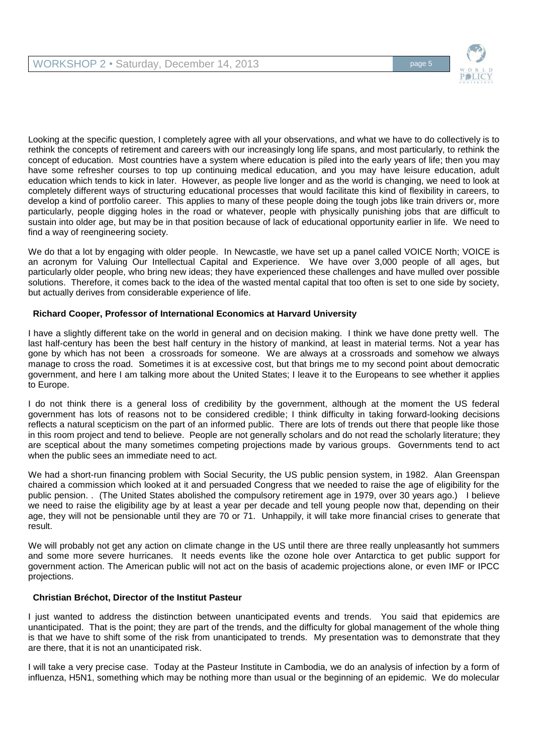Looking at the specific question, I completely agree with all your observations, and what we have to do collectively is to rethink the concepts of retirement and careers with our increasingly long life spans, and most particularly, to rethink the concept of education. Most countries have a system where education is piled into the early years of life; then you may have some refresher courses to top up continuing medical education, and you may have leisure education, adult education which tends to kick in later. However, as people live longer and as the world is changing, we need to look at completely different ways of structuring educational processes that would facilitate this kind of flexibility in careers, to develop a kind of portfolio career. This applies to many of these people doing the tough jobs like train drivers or, more particularly, people digging holes in the road or whatever, people with physically punishing jobs that are difficult to sustain into older age, but may be in that position because of lack of educational opportunity earlier in life. We need to find a way of reengineering society.

We do that a lot by engaging with older people. In Newcastle, we have set up a panel called VOICE North; VOICE is an acronym for Valuing Our Intellectual Capital and Experience. We have over 3,000 people of all ages, but particularly older people, who bring new ideas; they have experienced these challenges and have mulled over possible solutions. Therefore, it comes back to the idea of the wasted mental capital that too often is set to one side by society, but actually derives from considerable experience of life.

**Richard Cooper, Professor of International Economics at Harvard University**

I have a slightly different take on the world in general and on decision making. I think we have done pretty well. The last half-century has been the best half century in the history of mankind, at least in material terms. Not a year has gone by which has not been a crossroads for someone. We are always at a crossroads and somehow we always manage to cross the road. Sometimes it is at excessive cost, but that brings me to my second point about democratic government, and here I am talking more about the United States; I leave it to the Europeans to see whether it applies to Europe.

I do not think there is a general loss of credibility by the government, although at the moment the US federal government has lots of reasons not to be considered credible; I think difficulty in taking forward-looking decisions reflects a natural scepticism on the part of an informed public. There are lots of trends out there that people like those in this room project and tend to believe. People are not generally scholars and do not read the scholarly literature; they are sceptical about the many sometimes competing projections made by various groups. Governments tend to act when the public sees an immediate need to act.

We had a short-run financing problem with Social Security, the US public pension system, in 1982. Alan Greenspan chaired a commission which looked at it and persuaded Congress that we needed to raise the age of eligibility for the public pension. . (The United States abolished the compulsory retirement age in 1979, over 30 years ago.) I believe we need to raise the eligibility age by at least a year per decade and tell young people now that, depending on their age, they will not be pensionable until they are 70 or 71. Unhappily, it will take more financial crises to generate that result.

We will probably not get any action on climate change in the US until there are three really unpleasantly hot summers and some more severe hurricanes. It needs events like the ozone hole over Antarctica to get public support for government action. The American public will not act on the basis of academic projections alone, or even IMF or IPCC projections.

**Christian Bréchot, Director of the Institut Pasteur**

I just wanted to address the distinction between unanticipated events and trends. You said that epidemics are unanticipated. That is the point; they are part of the trends, and the difficulty for global management of the whole thing is that we have to shift some of the risk from unanticipated to trends. My presentation was to demonstrate that they are there, that it is not an unanticipated risk.

I will take a very precise case. Today at the Pasteur Institute in Cambodia, we do an analysis of infection by a form of influenza, H5N1, something which may be nothing more than usual or the beginning of an epidemic. We do molecular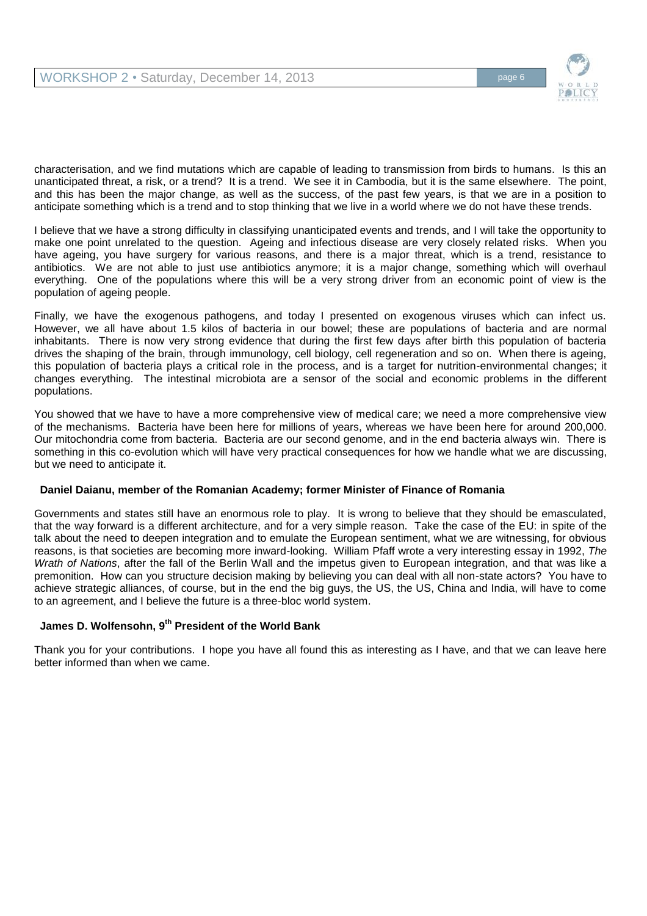characterisation, and we find mutations which are capable of leading to transmission from birds to humans. Is this an unanticipated threat, a risk, or a trend? It is a trend. We see it in Cambodia, but it is the same elsewhere. The point, and this has been the major change, as well as the success, of the past few years, is that we are in a position to anticipate something which is a trend and to stop thinking that we live in a world where we do not have these trends.

I believe that we have a strong difficulty in classifying unanticipated events and trends, and I will take the opportunity to make one point unrelated to the question. Ageing and infectious disease are very closely related risks. When you have ageing, you have surgery for various reasons, and there is a major threat, which is a trend, resistance to antibiotics. We are not able to just use antibiotics anymore; it is a major change, something which will overhaul everything. One of the populations where this will be a very strong driver from an economic point of view is the population of ageing people.

Finally, we have the exogenous pathogens, and today I presented on exogenous viruses which can infect us. However, we all have about 1.5 kilos of bacteria in our bowel; these are populations of bacteria and are normal inhabitants. There is now very strong evidence that during the first few days after birth this population of bacteria drives the shaping of the brain, through immunology, cell biology, cell regeneration and so on. When there is ageing, this population of bacteria plays a critical role in the process, and is a target for nutrition-environmental changes; it changes everything. The intestinal microbiota are a sensor of the social and economic problems in the different populations.

You showed that we have to have a more comprehensive view of medical care; we need a more comprehensive view of the mechanisms. Bacteria have been here for millions of years, whereas we have been here for around 200,000. Our mitochondria come from bacteria. Bacteria are our second genome, and in the end bacteria always win. There is something in this co-evolution which will have very practical consequences for how we handle what we are discussing, but we need to anticipate it.

### Daniel Daianu, member of the Romanian Academy; former Minister of Finance of Romania

Governments and states still have an enormous role to play. It is wrong to believe that they should be emasculated, that the way forward is a different architecture, and for a very simple reason. Take the case of the EU: in spite of the talk about the need to deepen integration and to emulate the European sentiment, what we are witnessing, for obvious reasons, is that societies are becoming more inward-looking. William Pfaff wrote a very interesting essay in 1992, *The Wrath of Nations*, after the fall of the Berlin Wall and the impetus given to European integration, and that was like a premonition. How can you structure decision making by believing you can deal with all non-state actors? You have to achieve strategic alliances, of course, but in the end the big guys, the US, the US, China and India, will have to come to an agreement, and I believe the future is a three-bloc world system.

### James D. Wolfensohn, 9th President of the World Bank

Thank you for your contributions. I hope you have all found this as interesting as I have, and that we can leave here better informed than when we came.